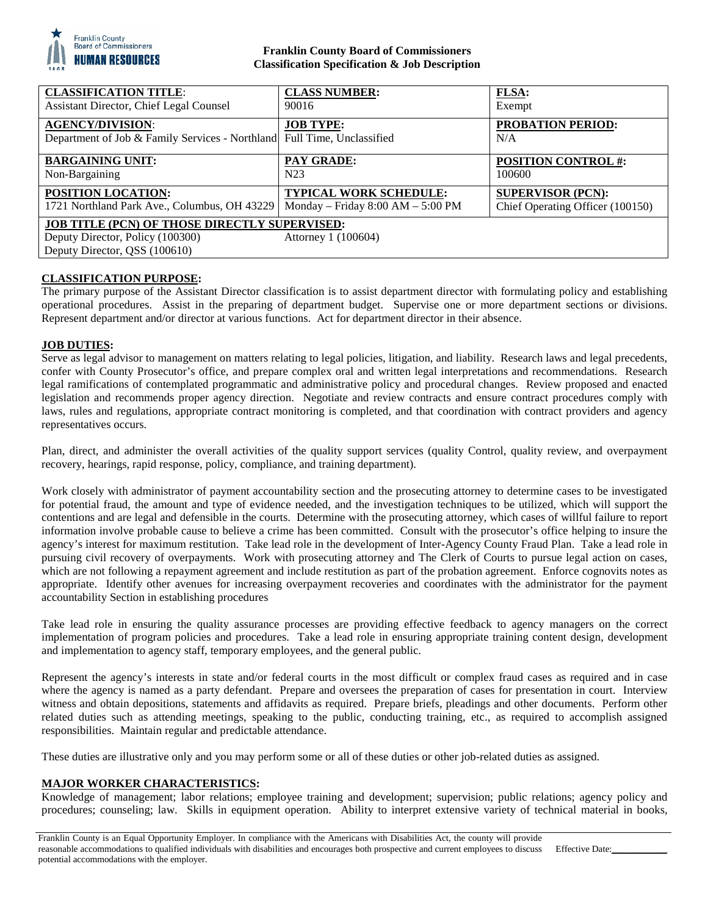**Franklin County Board of Commissioners**
**Classification Specification & Job Description**

| **CLASSIFICATION TITLE**: Assistant Director, Chief Legal Counsel | **CLASS NUMBER:** 90016 | **FLSA:** Exempt |
|---|---|---|
| **AGENCY/DIVISION**: Department of Job & Family Services - Northland | **JOB TYPE:** Full Time, Unclassified | **PROBATION PERIOD:** N/A |
| **BARGAINING UNIT:** Non-Bargaining | **PAY GRADE:** N23 | **POSITION CONTROL #:** 100600 |
| **POSITION LOCATION:** 1721 Northland Park Ave., Columbus, OH 43229 | **TYPICAL WORK SCHEDULE:** Monday – Friday 8:00 AM – 5:00 PM | **SUPERVISOR (PCN):** Chief Operating Officer (100150) |
| **JOB TITLE (PCN) OF THOSE DIRECTLY SUPERVISED:** Deputy Director, Policy (100300); Deputy Director, QSS (100610) | Attorney 1 (100604) | |

## CLASSIFICATION PURPOSE:

The primary purpose of the Assistant Director classification is to assist department director with formulating policy and establishing operational procedures. Assist in the preparing of department budget. Supervise one or more department sections or divisions. Represent department and/or director at various functions. Act for department director in their absence.

## JOB DUTIES:

Serve as legal advisor to management on matters relating to legal policies, litigation, and liability. Research laws and legal precedents, confer with County Prosecutor's office, and prepare complex oral and written legal interpretations and recommendations. Research legal ramifications of contemplated programmatic and administrative policy and procedural changes. Review proposed and enacted legislation and recommends proper agency direction. Negotiate and review contracts and ensure contract procedures comply with laws, rules and regulations, appropriate contract monitoring is completed, and that coordination with contract providers and agency representatives occurs.

Plan, direct, and administer the overall activities of the quality support services (quality Control, quality review, and overpayment recovery, hearings, rapid response, policy, compliance, and training department).

Work closely with administrator of payment accountability section and the prosecuting attorney to determine cases to be investigated for potential fraud, the amount and type of evidence needed, and the investigation techniques to be utilized, which will support the contentions and are legal and defensible in the courts. Determine with the prosecuting attorney, which cases of willful failure to report information involve probable cause to believe a crime has been committed. Consult with the prosecutor's office helping to insure the agency's interest for maximum restitution. Take lead role in the development of Inter-Agency County Fraud Plan. Take a lead role in pursuing civil recovery of overpayments. Work with prosecuting attorney and The Clerk of Courts to pursue legal action on cases, which are not following a repayment agreement and include restitution as part of the probation agreement. Enforce cognovits notes as appropriate. Identify other avenues for increasing overpayment recoveries and coordinates with the administrator for the payment accountability Section in establishing procedures

Take lead role in ensuring the quality assurance processes are providing effective feedback to agency managers on the correct implementation of program policies and procedures. Take a lead role in ensuring appropriate training content design, development and implementation to agency staff, temporary employees, and the general public.

Represent the agency's interests in state and/or federal courts in the most difficult or complex fraud cases as required and in case where the agency is named as a party defendant. Prepare and oversees the preparation of cases for presentation in court. Interview witness and obtain depositions, statements and affidavits as required. Prepare briefs, pleadings and other documents. Perform other related duties such as attending meetings, speaking to the public, conducting training, etc., as required to accomplish assigned responsibilities. Maintain regular and predictable attendance.

These duties are illustrative only and you may perform some or all of these duties or other job-related duties as assigned.

## MAJOR WORKER CHARACTERISTICS:

Knowledge of management; labor relations; employee training and development; supervision; public relations; agency policy and procedures; counseling; law. Skills in equipment operation. Ability to interpret extensive variety of technical material in books,

Franklin County is an Equal Opportunity Employer. In compliance with the Americans with Disabilities Act, the county will provide reasonable accommodations to qualified individuals with disabilities and encourages both prospective and current employees to discuss potential accommodations with the employer. Effective Date:\_\_\_\_\_\_\_\_\_\_\_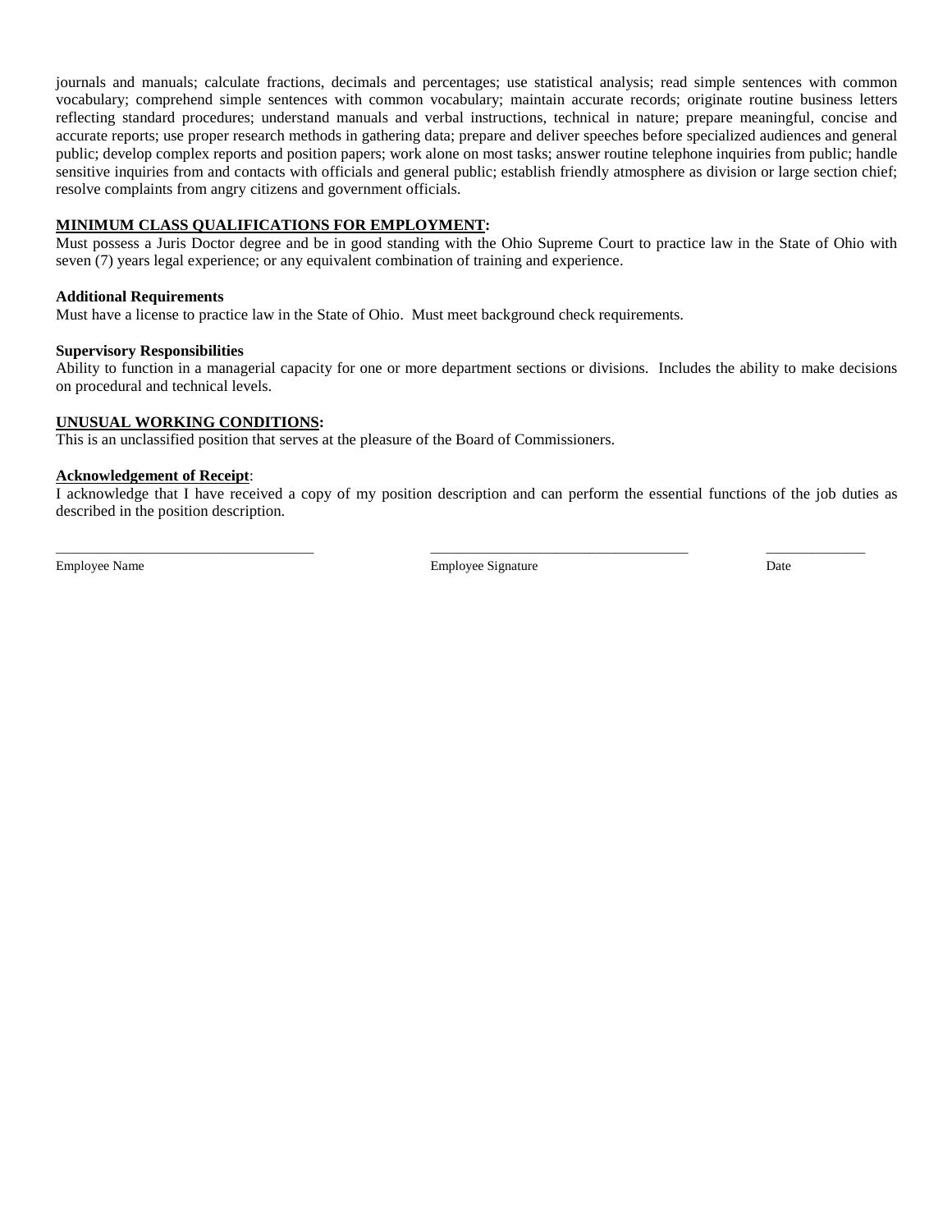journals and manuals; calculate fractions, decimals and percentages; use statistical analysis; read simple sentences with common vocabulary; comprehend simple sentences with common vocabulary; maintain accurate records; originate routine business letters reflecting standard procedures; understand manuals and verbal instructions, technical in nature; prepare meaningful, concise and accurate reports; use proper research methods in gathering data; prepare and deliver speeches before specialized audiences and general public; develop complex reports and position papers; work alone on most tasks; answer routine telephone inquiries from public; handle sensitive inquiries from and contacts with officials and general public; establish friendly atmosphere as division or large section chief; resolve complaints from angry citizens and government officials.

**MINIMUM CLASS QUALIFICATIONS FOR EMPLOYMENT:**

Must possess a Juris Doctor degree and be in good standing with the Ohio Supreme Court to practice law in the State of Ohio with seven (7) years legal experience; or any equivalent combination of training and experience.

**Additional Requirements**

Must have a license to practice law in the State of Ohio. Must meet background check requirements.

**Supervisory Responsibilities**

Ability to function in a managerial capacity for one or more department sections or divisions. Includes the ability to make decisions on procedural and technical levels.

**UNUSUAL WORKING CONDITIONS:**

This is an unclassified position that serves at the pleasure of the Board of Commissioners.

**Acknowledgement of Receipt**:

I acknowledge that I have received a copy of my position description and can perform the essential functions of the job duties as described in the position description.

\_\_\_\_\_\_\_\_\_\_\_\_\_\_\_\_\_\_\_\_\_\_\_\_\_\_\_\_\_\_\_\_\_\_\_\_ \_\_\_\_\_\_\_\_\_\_\_\_\_\_\_\_\_\_\_\_\_\_\_\_\_\_\_\_\_\_\_\_\_\_\_\_ \_\_\_\_\_\_\_\_\_\_\_\_\_\_

Employee Name Employee Signature Date